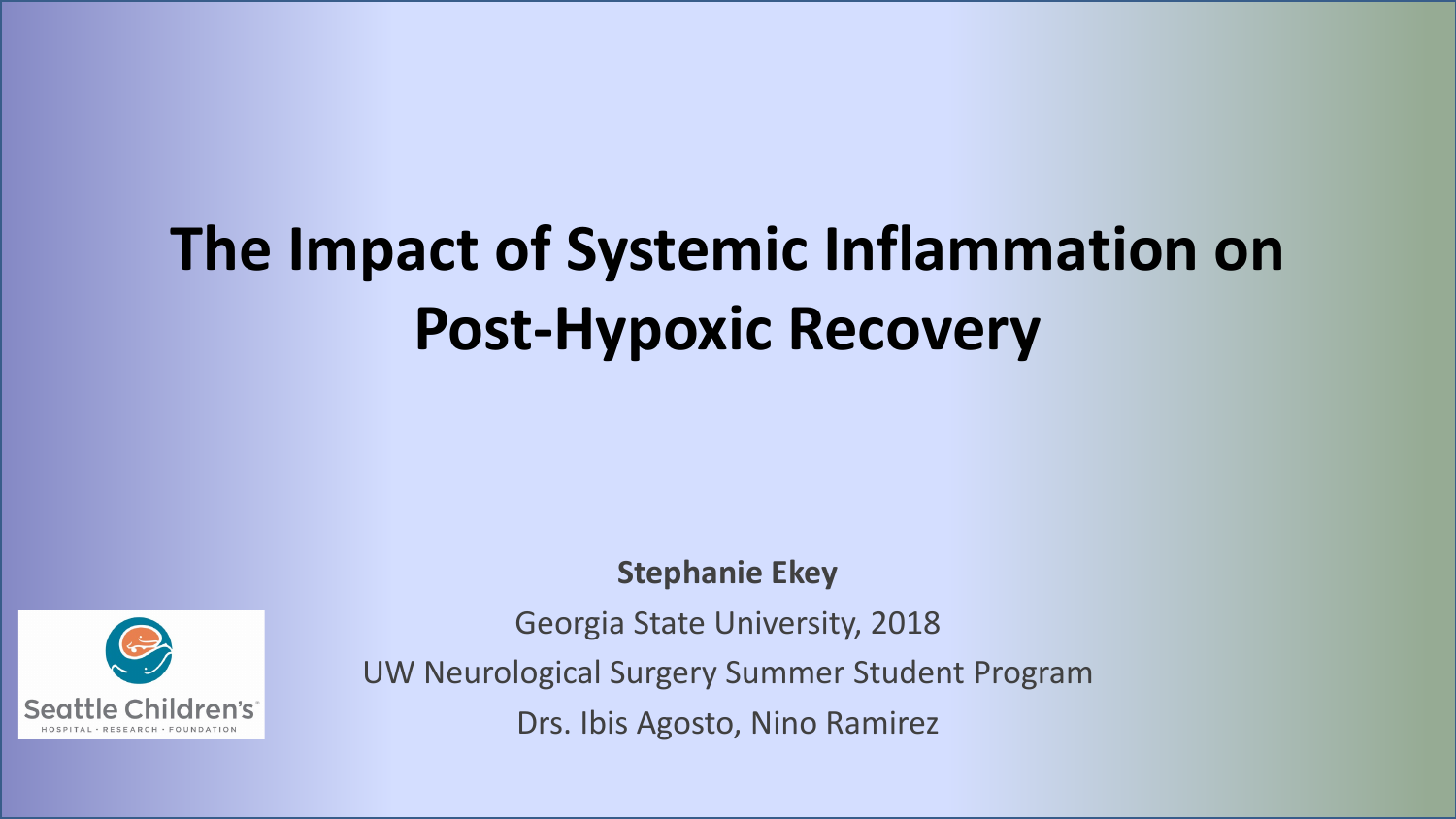# The Impact of Systemic Inflammation on Post-Hypoxic Recovery

**Stephanie Ekey**

Georgia State University, 2018

UW Neurological Surgery Summer Student Program

Drs. Ibis Agosto, Nino Ramirez

Seattle Children's

HOSPITAL · RESEARCH · FOUNDATION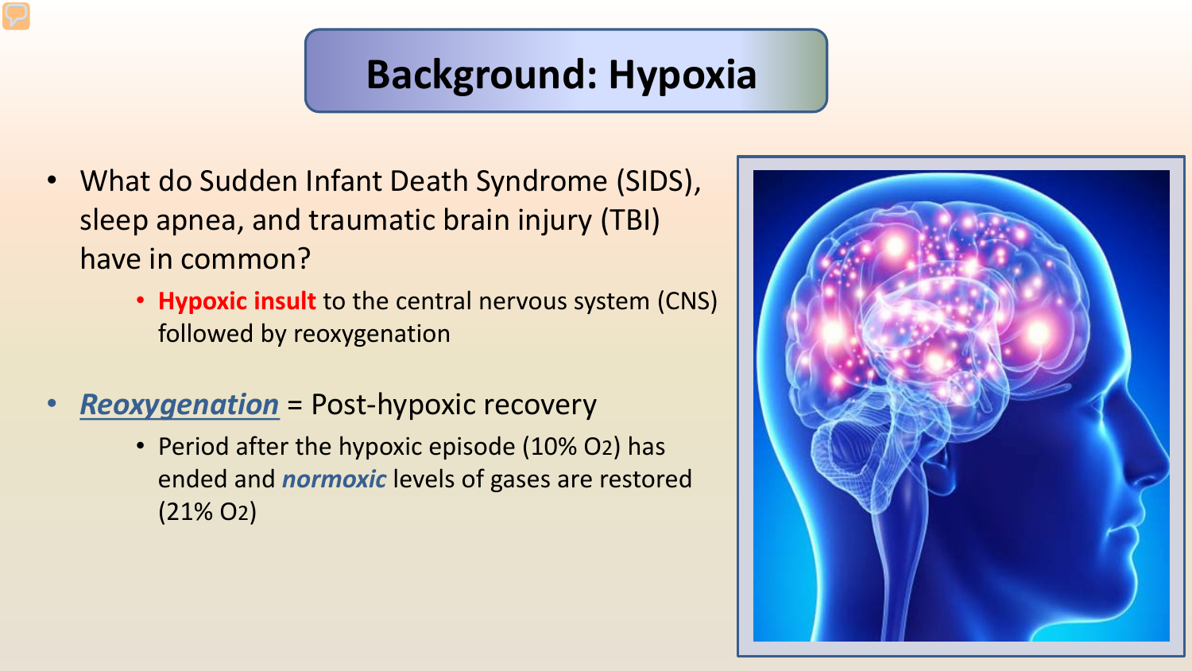# Background: Hypoxia

- What do Sudden Infant Death Syndrome (SIDS), sleep apnea, and traumatic brain injury (TBI) have in common?
  - **Hypoxic insult** to the central nervous system (CNS) followed by reoxygenation
- ***Reoxygenation*** = Post-hypoxic recovery
  - Period after the hypoxic episode (10% $O_2$) has ended and ***normoxic*** levels of gases are restored (21% $O_2$)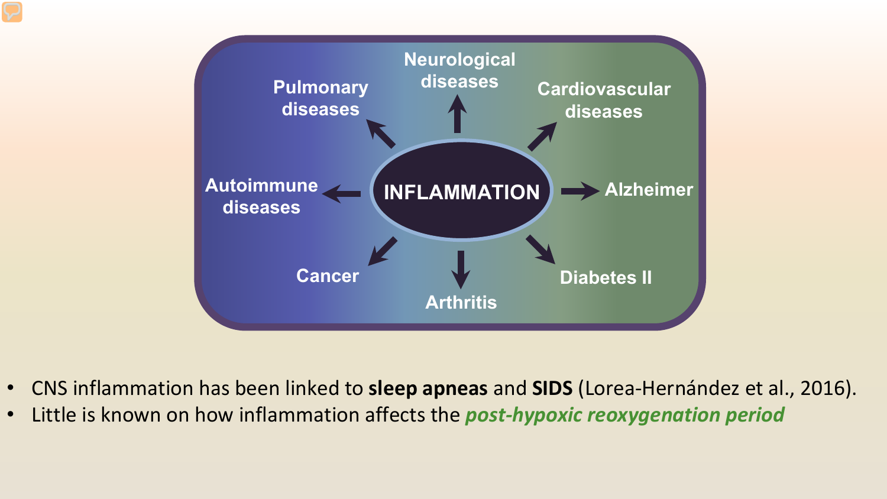INFLAMMATION

- Pulmonary diseases
- Neurological diseases
- Cardiovascular diseases
- Autoimmune diseases
- Alzheimer
- Cancer
- Arthritis
- Diabetes II

- CNS inflammation has been linked to **sleep apneas** and **SIDS** (Lorea-Hernández et al., 2016).
- Little is known on how inflammation affects the ***post-hypoxic reoxygenation period***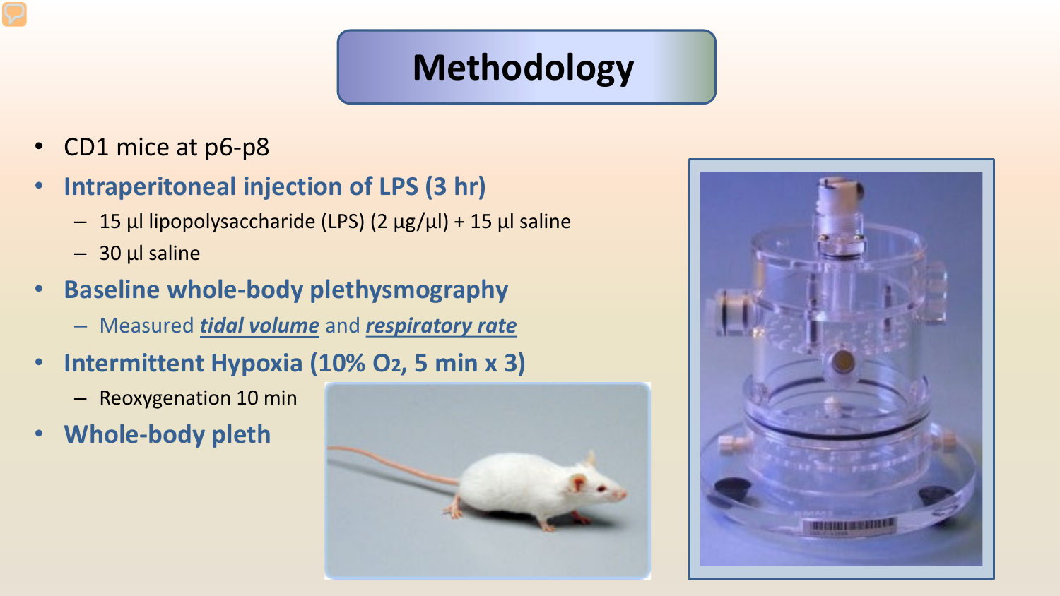# Methodology

- CD1 mice at p6-p8
- **Intraperitoneal injection of LPS (3 hr)**
  - 15 µl lipopolysaccharide (LPS) (2 µg/µl) + 15 µl saline
  - 30 µl saline
- **Baseline whole-body plethysmography**
  - Measured ***tidal volume*** and ***respiratory rate***
- **Intermittent Hypoxia (10% $O_2$, 5 min x 3)**
  - Reoxygenation 10 min
- **Whole-body pleth**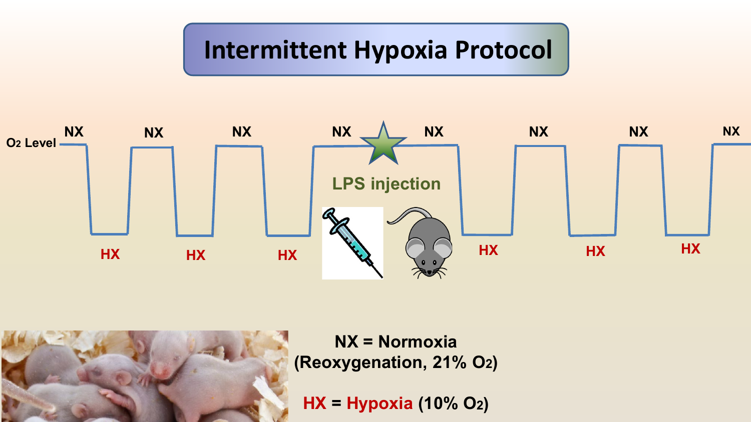# Intermittent Hypoxia Protocol

$O_2$ Level

NX HX NX HX NX HX NX LPS injection NX HX NX HX NX HX NX

NX = Normoxia (Reoxygenation, 21% $O_2$)

HX = Hypoxia (10% $O_2$)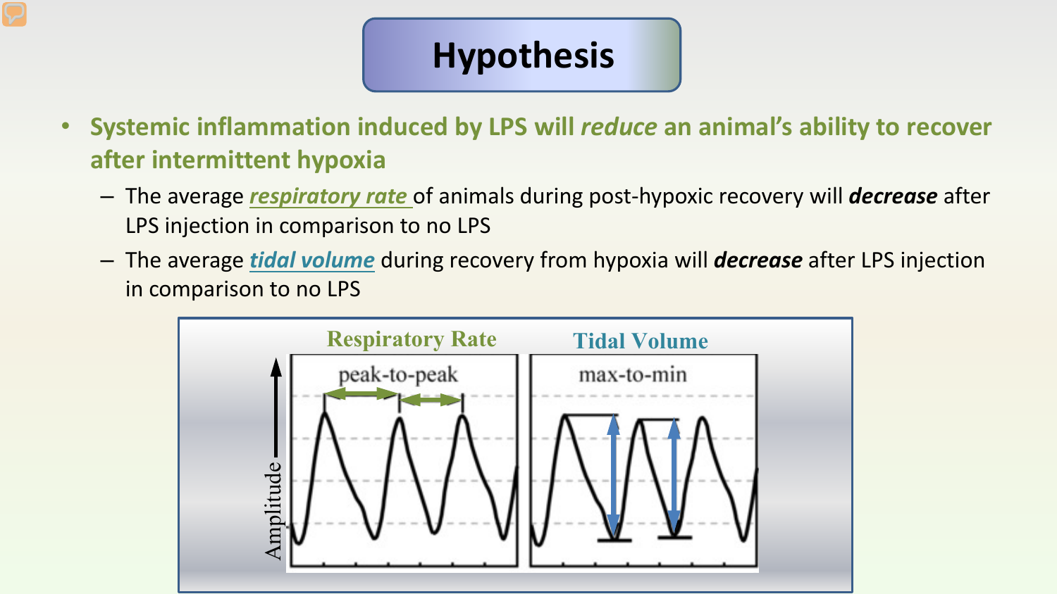# Hypothesis

- **Systemic inflammation induced by LPS will *reduce* an animal's ability to recover after intermittent hypoxia**
  - The average ***respiratory rate*** of animals during post-hypoxic recovery will ***decrease*** after LPS injection in comparison to no LPS
  - The average ***tidal volume*** during recovery from hypoxia will ***decrease*** after LPS injection in comparison to no LPS

Respiratory Rate — peak-to-peak

Tidal Volume — max-to-min

Amplitude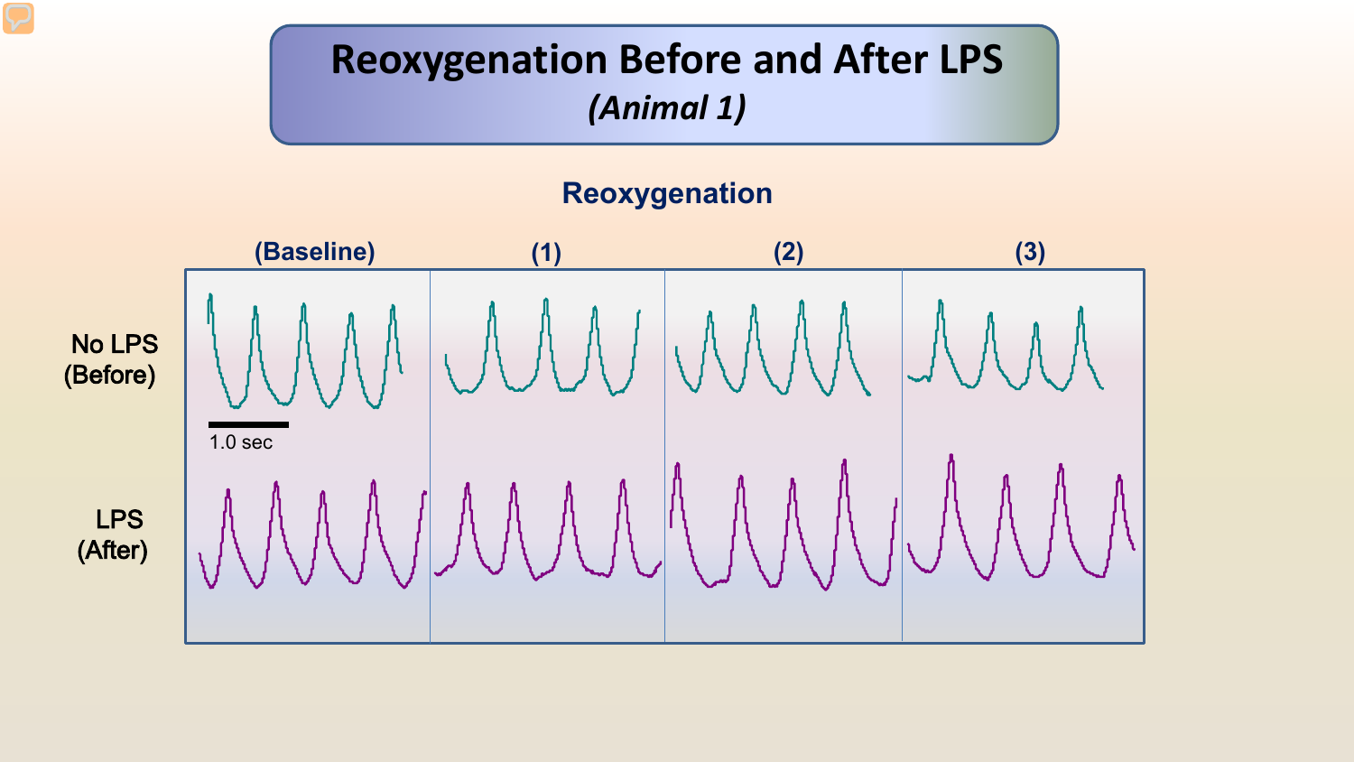# Reoxygenation Before and After LPS

*(Animal 1)*

## Reoxygenation

| | (Baseline) | (1) | (2) | (3) |
|---|---|---|---|---|
| No LPS (Before) | | | | |
| LPS (After) | | | | |

1.0 sec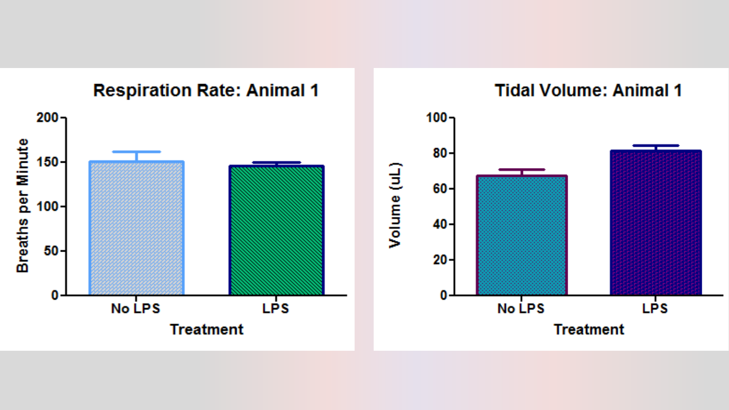## Respiration Rate: Animal 1

Breaths per Minute

200
150
100
50
0

No LPS LPS

Treatment

## Tidal Volume: Animal 1

Volume (uL)

100
80
60
40
20
0

No LPS LPS

Treatment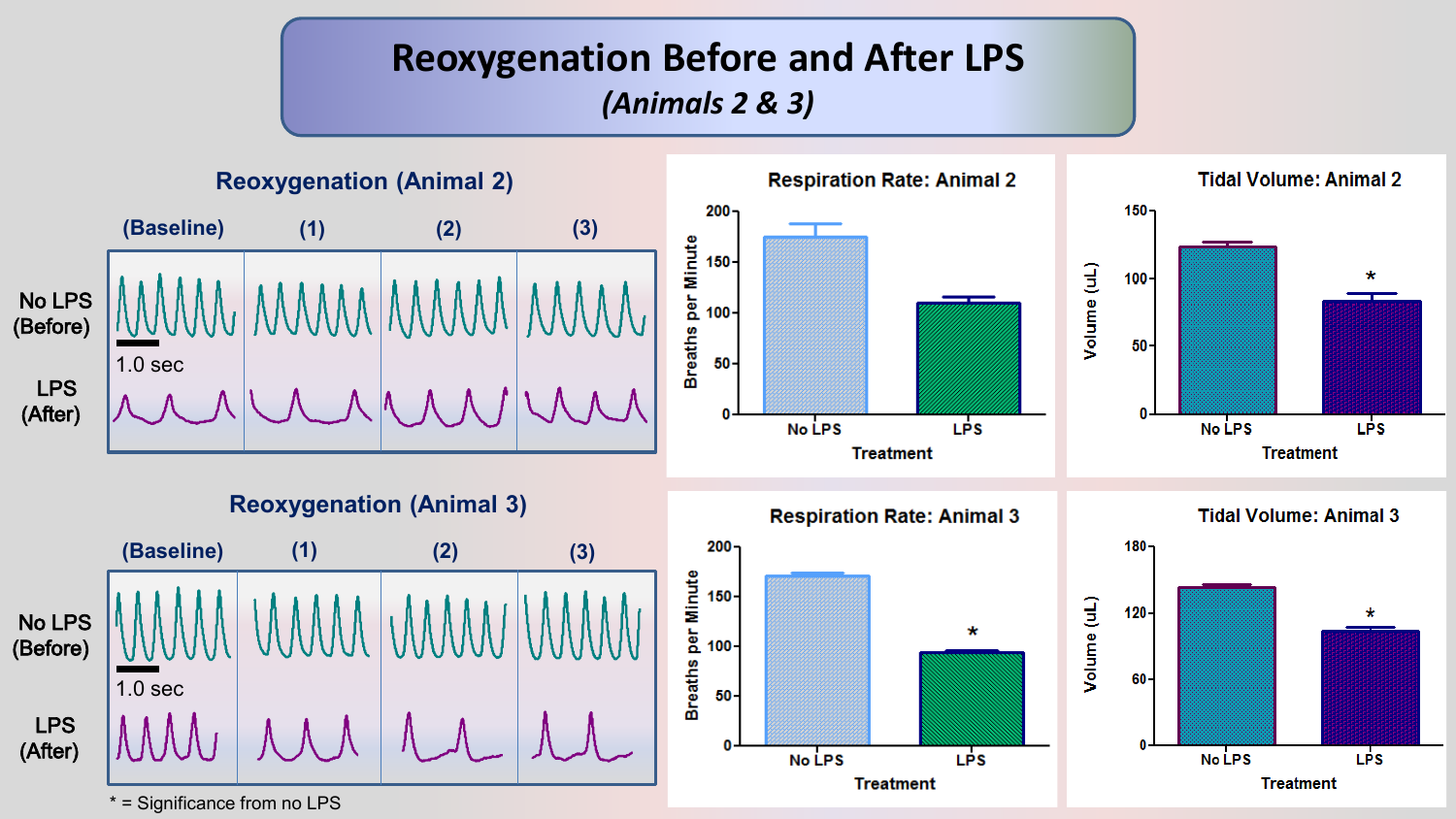# Reoxygenation Before and After LPS

*(Animals 2 & 3)*

## Reoxygenation (Animal 2)

(Baseline) (1) (2) (3)

No LPS (Before)

1.0 sec

LPS (After)

## Reoxygenation (Animal 3)

(Baseline) (1) (2) (3)

No LPS (Before)

1.0 sec

LPS (After)

### Respiration Rate: Animal 2

Breaths per Minute

Treatment: No LPS, LPS

### Tidal Volume: Animal 2

Volume (uL)

Treatment: No LPS, LPS *

### Respiration Rate: Animal 3

Breaths per Minute

Treatment: No LPS, LPS *

### Tidal Volume: Animal 3

Volume (uL)

Treatment: No LPS, LPS *

* = Significance from no LPS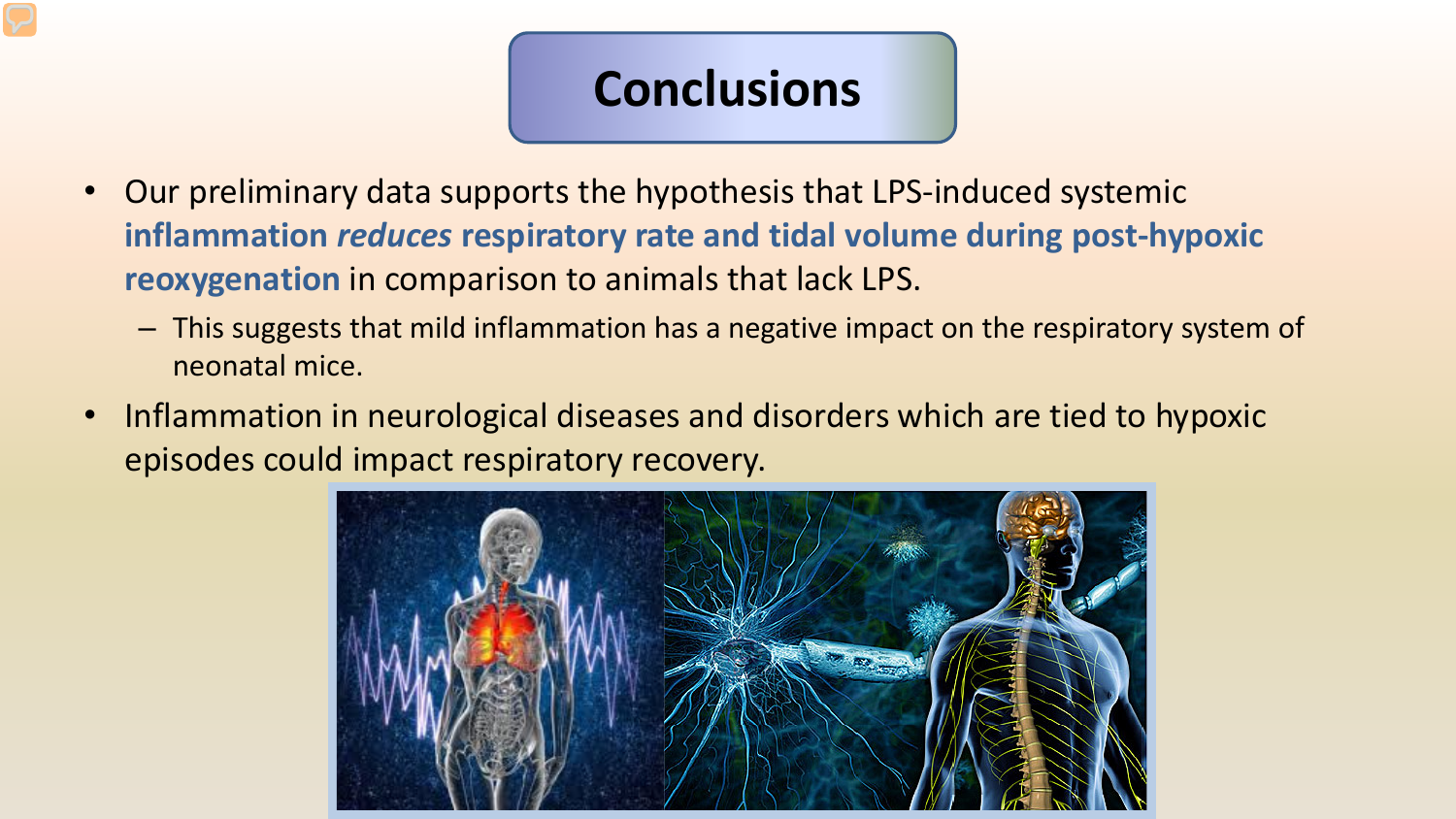# Conclusions

- Our preliminary data supports the hypothesis that LPS-induced systemic **inflammation *reduces* respiratory rate and tidal volume during post-hypoxic reoxygenation** in comparison to animals that lack LPS.
  - This suggests that mild inflammation has a negative impact on the respiratory system of neonatal mice.
- Inflammation in neurological diseases and disorders which are tied to hypoxic episodes could impact respiratory recovery.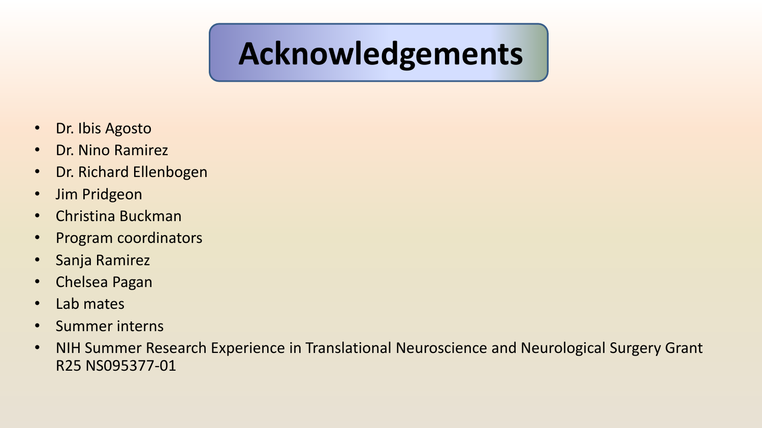# Acknowledgements

- Dr. Ibis Agosto
- Dr. Nino Ramirez
- Dr. Richard Ellenbogen
- Jim Pridgeon
- Christina Buckman
- Program coordinators
- Sanja Ramirez
- Chelsea Pagan
- Lab mates
- Summer interns
- NIH Summer Research Experience in Translational Neuroscience and Neurological Surgery Grant R25 NS095377-01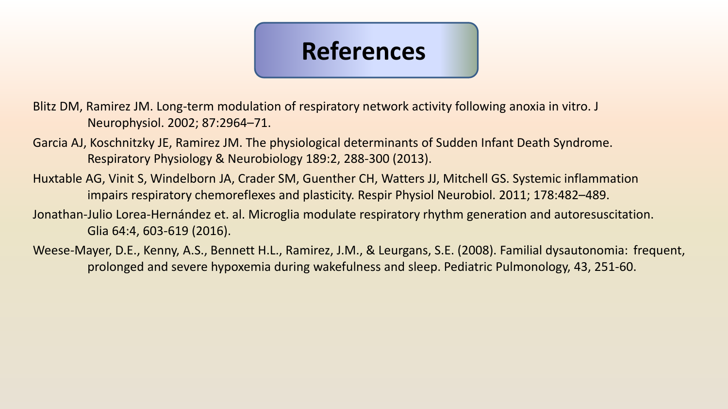# References

Blitz DM, Ramirez JM. Long-term modulation of respiratory network activity following anoxia in vitro. J Neurophysiol. 2002; 87:2964–71.

Garcia AJ, Koschnitzky JE, Ramirez JM. The physiological determinants of Sudden Infant Death Syndrome. Respiratory Physiology & Neurobiology 189:2, 288-300 (2013).

Huxtable AG, Vinit S, Windelborn JA, Crader SM, Guenther CH, Watters JJ, Mitchell GS. Systemic inflammation impairs respiratory chemoreflexes and plasticity. Respir Physiol Neurobiol. 2011; 178:482–489.

Jonathan-Julio Lorea-Hernández et. al. Microglia modulate respiratory rhythm generation and autoresuscitation. Glia 64:4, 603-619 (2016).

Weese-Mayer, D.E., Kenny, A.S., Bennett H.L., Ramirez, J.M., & Leurgans, S.E. (2008). Familial dysautonomia: frequent, prolonged and severe hypoxemia during wakefulness and sleep. Pediatric Pulmonology, 43, 251-60.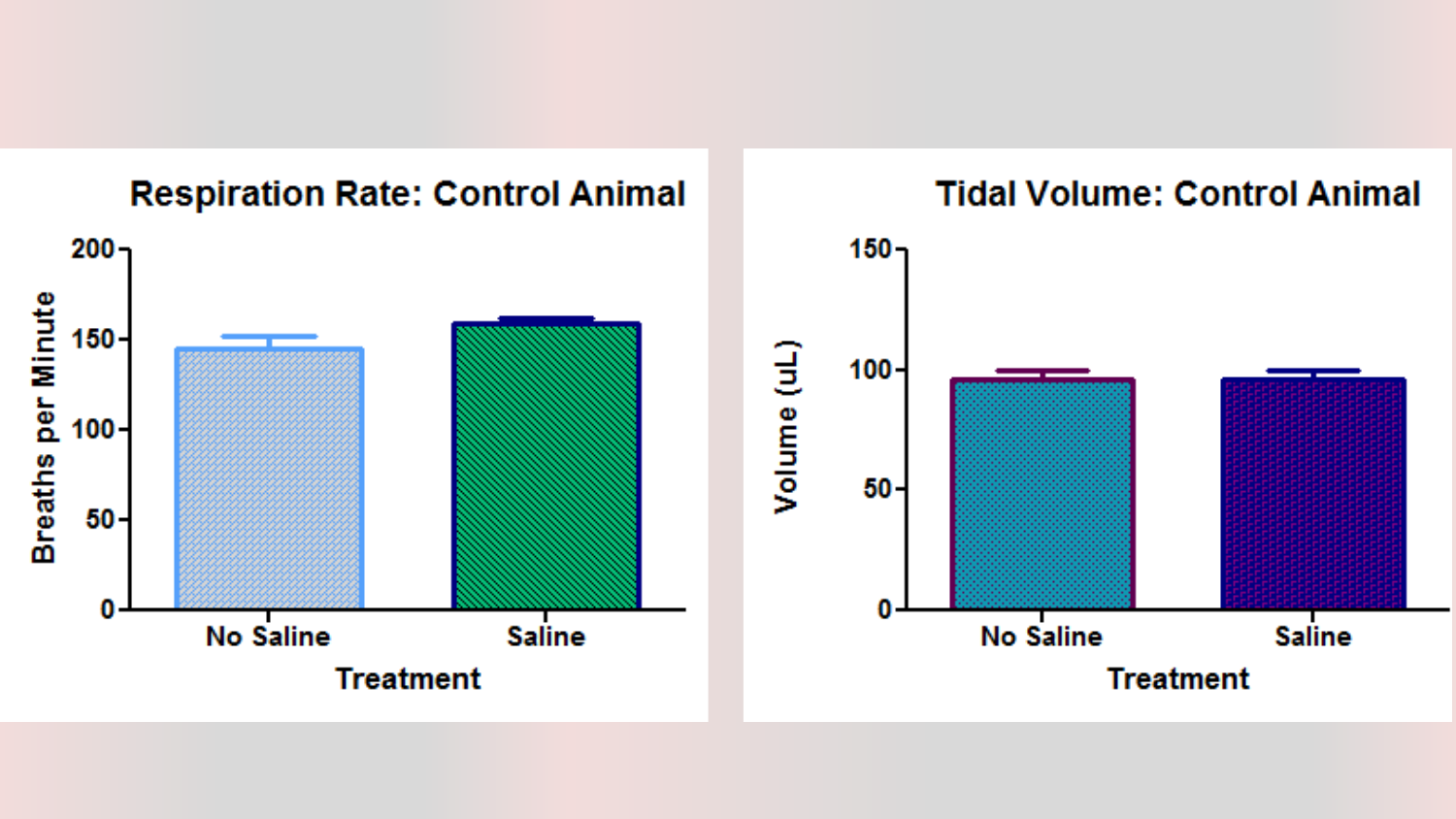Respiration Rate: Control Animal

Breaths per Minute

200

150

100

50

0

No Saline

Saline

Treatment

Tidal Volume: Control Animal

Volume (uL)

150

100

50

0

No Saline

Saline

Treatment